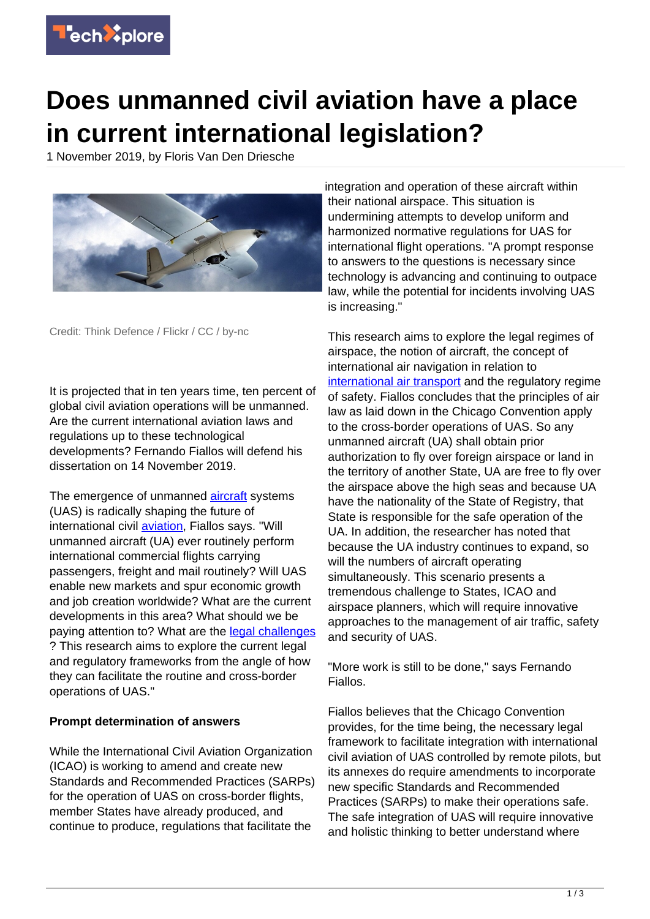# Does unmanned civil aviation have a place in current international legislation?

1 November 2019, by Floris Van Den Driesche

Credit: Think Defence / Flickr / CC / by-nc

It is projected that in ten years time, ten percent of global civil aviation operations will be unmanned. Are the current international aviation laws and regulations up to these technological developments? Fernando Fiallos will defend his dissertation on 14 November 2019.

The emergence of unmanned aircraft systems (UAS) is radically shaping the future of international civil aviation, Fiallos says. "Will unmanned aircraft (UA) ever routinely perform international commercial flights carrying passengers, freight and mail routinely? Will UAS enable new markets and spur economic growth and job creation worldwide? What are the current developments in this area? What should we be paying attention to? What are the legal challenges? This research aims to explore the current legal and regulatory frameworks from the angle of how they can facilitate the routine and cross-border operations of UAS."

**Prompt determination of answers**

While the International Civil Aviation Organization (ICAO) is working to amend and create new Standards and Recommended Practices (SARPs) for the operation of UAS on cross-border flights, member States have already produced, and continue to produce, regulations that facilitate the integration and operation of these aircraft within their national airspace. This situation is undermining attempts to develop uniform and harmonized normative regulations for UAS for international flight operations. "A prompt response to answers to the questions is necessary since technology is advancing and continuing to outpace law, while the potential for incidents involving UAS is increasing."

This research aims to explore the legal regimes of airspace, the notion of aircraft, the concept of international air navigation in relation to international air transport and the regulatory regime of safety. Fiallos concludes that the principles of air law as laid down in the Chicago Convention apply to the cross-border operations of UAS. So any unmanned aircraft (UA) shall obtain prior authorization to fly over foreign airspace or land in the territory of another State, UA are free to fly over the airspace above the high seas and because UA have the nationality of the State of Registry, that State is responsible for the safe operation of the UA. In addition, the researcher has noted that because the UA industry continues to expand, so will the numbers of aircraft operating simultaneously. This scenario presents a tremendous challenge to States, ICAO and airspace planners, which will require innovative approaches to the management of air traffic, safety and security of UAS.

"More work is still to be done," says Fernando Fiallos.

Fiallos believes that the Chicago Convention provides, for the time being, the necessary legal framework to facilitate integration with international civil aviation of UAS controlled by remote pilots, but its annexes do require amendments to incorporate new specific Standards and Recommended Practices (SARPs) to make their operations safe. The safe integration of UAS will require innovative and holistic thinking to better understand where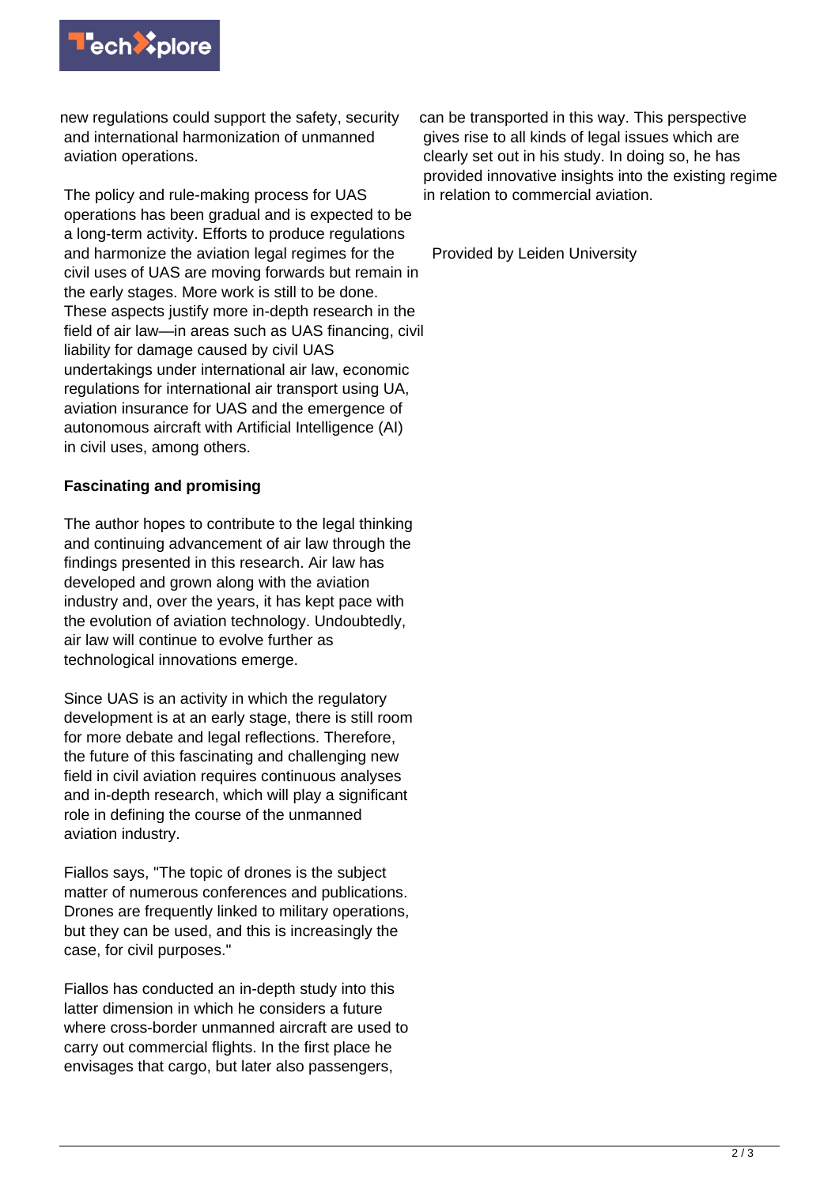new regulations could support the safety, security and international harmonization of unmanned aviation operations.

The policy and rule-making process for UAS operations has been gradual and is expected to be a long-term activity. Efforts to produce regulations and harmonize the aviation legal regimes for the civil uses of UAS are moving forwards but remain in the early stages. More work is still to be done. These aspects justify more in-depth research in the field of air law—in areas such as UAS financing, civil liability for damage caused by civil UAS undertakings under international air law, economic regulations for international air transport using UA, aviation insurance for UAS and the emergence of autonomous aircraft with Artificial Intelligence (AI) in civil uses, among others.

**Fascinating and promising**

The author hopes to contribute to the legal thinking and continuing advancement of air law through the findings presented in this research. Air law has developed and grown along with the aviation industry and, over the years, it has kept pace with the evolution of aviation technology. Undoubtedly, air law will continue to evolve further as technological innovations emerge.

Since UAS is an activity in which the regulatory development is at an early stage, there is still room for more debate and legal reflections. Therefore, the future of this fascinating and challenging new field in civil aviation requires continuous analyses and in-depth research, which will play a significant role in defining the course of the unmanned aviation industry.

Fiallos says, "The topic of drones is the subject matter of numerous conferences and publications. Drones are frequently linked to military operations, but they can be used, and this is increasingly the case, for civil purposes."

Fiallos has conducted an in-depth study into this latter dimension in which he considers a future where cross-border unmanned aircraft are used to carry out commercial flights. In the first place he envisages that cargo, but later also passengers, can be transported in this way. This perspective gives rise to all kinds of legal issues which are clearly set out in his study. In doing so, he has provided innovative insights into the existing regime in relation to commercial aviation.

Provided by Leiden University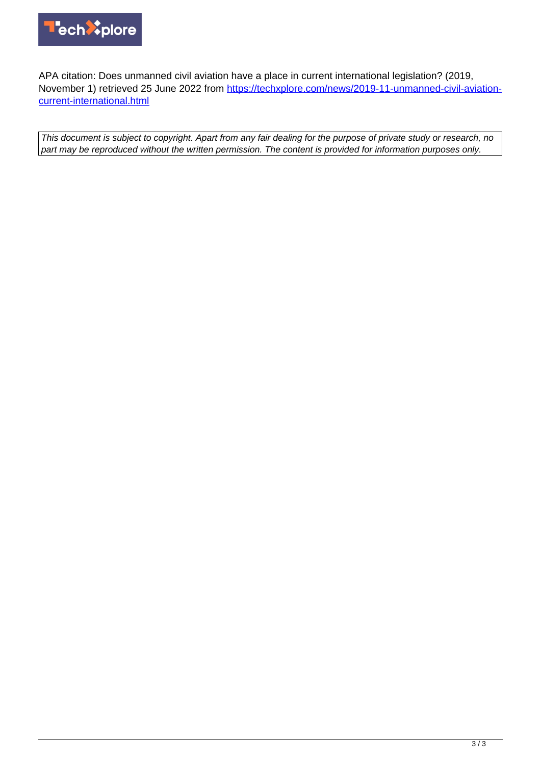APA citation: Does unmanned civil aviation have a place in current international legislation? (2019, November 1) retrieved 25 June 2022 from https://techxplore.com/news/2019-11-unmanned-civil-aviation-current-international.html

*This document is subject to copyright. Apart from any fair dealing for the purpose of private study or research, no part may be reproduced without the written permission. The content is provided for information purposes only.*